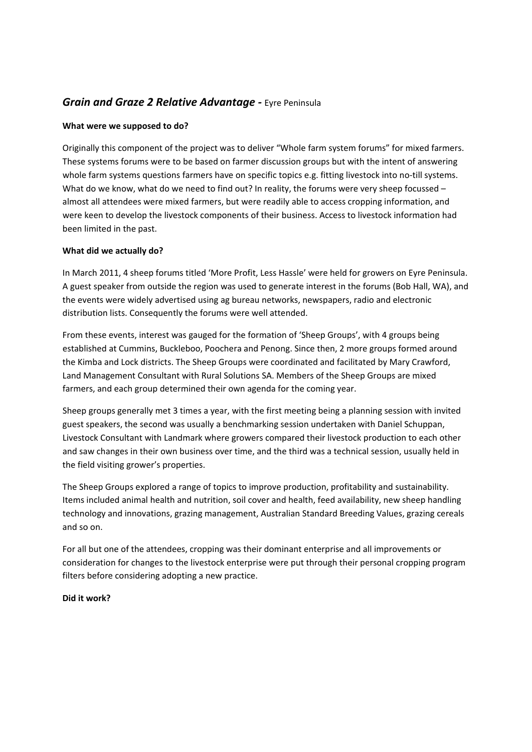## ***Grain and Graze 2 Relative Advantage -*** Eyre Peninsula

**What were we supposed to do?**

Originally this component of the project was to deliver "Whole farm system forums" for mixed farmers. These systems forums were to be based on farmer discussion groups but with the intent of answering whole farm systems questions farmers have on specific topics e.g. fitting livestock into no-till systems. What do we know, what do we need to find out? In reality, the forums were very sheep focussed – almost all attendees were mixed farmers, but were readily able to access cropping information, and were keen to develop the livestock components of their business. Access to livestock information had been limited in the past.

**What did we actually do?**

In March 2011, 4 sheep forums titled 'More Profit, Less Hassle' were held for growers on Eyre Peninsula. A guest speaker from outside the region was used to generate interest in the forums (Bob Hall, WA), and the events were widely advertised using ag bureau networks, newspapers, radio and electronic distribution lists. Consequently the forums were well attended.

From these events, interest was gauged for the formation of 'Sheep Groups', with 4 groups being established at Cummins, Buckleboo, Poochera and Penong. Since then, 2 more groups formed around the Kimba and Lock districts. The Sheep Groups were coordinated and facilitated by Mary Crawford, Land Management Consultant with Rural Solutions SA. Members of the Sheep Groups are mixed farmers, and each group determined their own agenda for the coming year.

Sheep groups generally met 3 times a year, with the first meeting being a planning session with invited guest speakers, the second was usually a benchmarking session undertaken with Daniel Schuppan, Livestock Consultant with Landmark where growers compared their livestock production to each other and saw changes in their own business over time, and the third was a technical session, usually held in the field visiting grower's properties.

The Sheep Groups explored a range of topics to improve production, profitability and sustainability. Items included animal health and nutrition, soil cover and health, feed availability, new sheep handling technology and innovations, grazing management, Australian Standard Breeding Values, grazing cereals and so on.

For all but one of the attendees, cropping was their dominant enterprise and all improvements or consideration for changes to the livestock enterprise were put through their personal cropping program filters before considering adopting a new practice.

**Did it work?**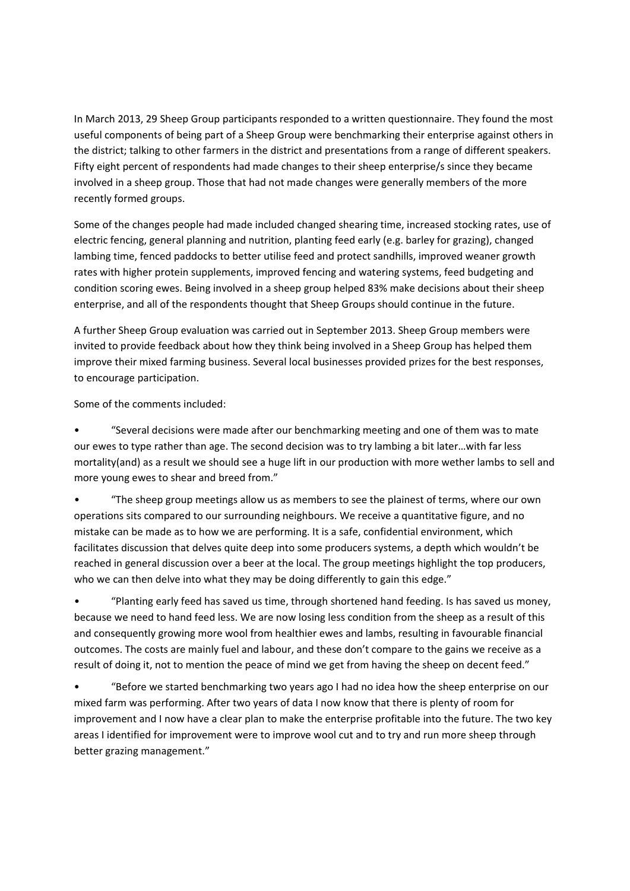In March 2013, 29 Sheep Group participants responded to a written questionnaire. They found the most useful components of being part of a Sheep Group were benchmarking their enterprise against others in the district; talking to other farmers in the district and presentations from a range of different speakers. Fifty eight percent of respondents had made changes to their sheep enterprise/s since they became involved in a sheep group. Those that had not made changes were generally members of the more recently formed groups.

Some of the changes people had made included changed shearing time, increased stocking rates, use of electric fencing, general planning and nutrition, planting feed early (e.g. barley for grazing), changed lambing time, fenced paddocks to better utilise feed and protect sandhills, improved weaner growth rates with higher protein supplements, improved fencing and watering systems, feed budgeting and condition scoring ewes. Being involved in a sheep group helped 83% make decisions about their sheep enterprise, and all of the respondents thought that Sheep Groups should continue in the future.

A further Sheep Group evaluation was carried out in September 2013. Sheep Group members were invited to provide feedback about how they think being involved in a Sheep Group has helped them improve their mixed farming business. Several local businesses provided prizes for the best responses, to encourage participation.

Some of the comments included:

- "Several decisions were made after our benchmarking meeting and one of them was to mate our ewes to type rather than age. The second decision was to try lambing a bit later…with far less mortality(and) as a result we should see a huge lift in our production with more wether lambs to sell and more young ewes to shear and breed from."
- "The sheep group meetings allow us as members to see the plainest of terms, where our own operations sits compared to our surrounding neighbours. We receive a quantitative figure, and no mistake can be made as to how we are performing. It is a safe, confidential environment, which facilitates discussion that delves quite deep into some producers systems, a depth which wouldn't be reached in general discussion over a beer at the local. The group meetings highlight the top producers, who we can then delve into what they may be doing differently to gain this edge."
- "Planting early feed has saved us time, through shortened hand feeding. Is has saved us money, because we need to hand feed less. We are now losing less condition from the sheep as a result of this and consequently growing more wool from healthier ewes and lambs, resulting in favourable financial outcomes. The costs are mainly fuel and labour, and these don't compare to the gains we receive as a result of doing it, not to mention the peace of mind we get from having the sheep on decent feed."
- "Before we started benchmarking two years ago I had no idea how the sheep enterprise on our mixed farm was performing. After two years of data I now know that there is plenty of room for improvement and I now have a clear plan to make the enterprise profitable into the future. The two key areas I identified for improvement were to improve wool cut and to try and run more sheep through better grazing management."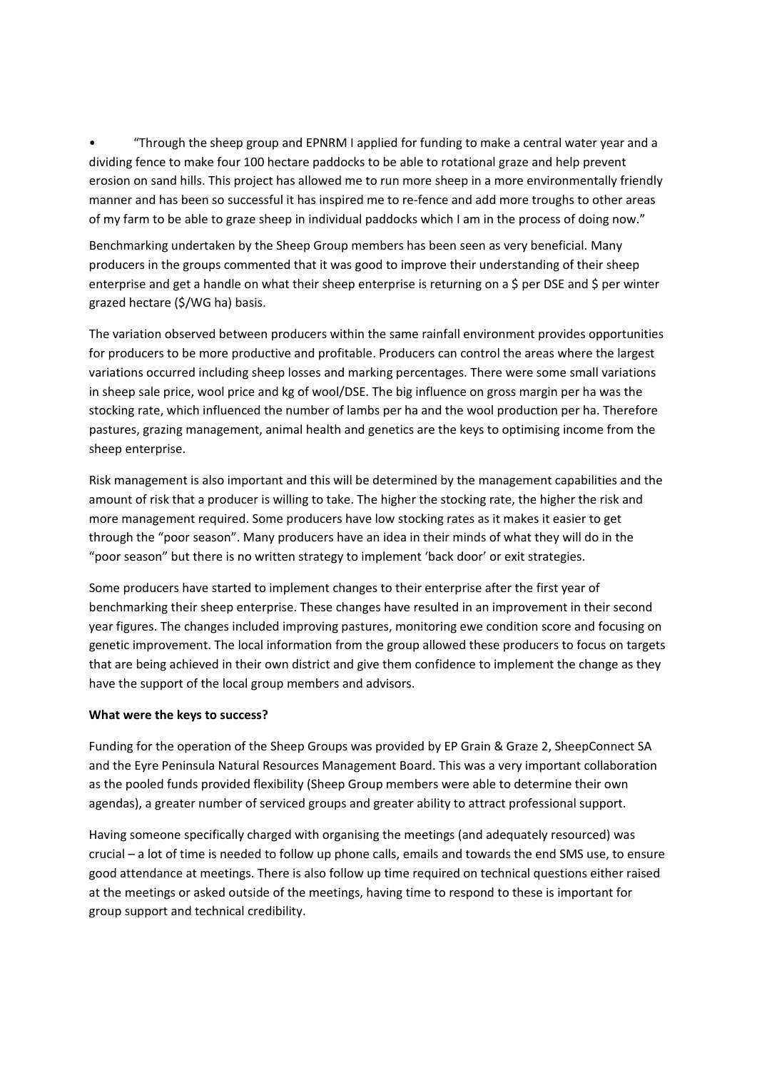- "Through the sheep group and EPNRM I applied for funding to make a central water year and a dividing fence to make four 100 hectare paddocks to be able to rotational graze and help prevent erosion on sand hills. This project has allowed me to run more sheep in a more environmentally friendly manner and has been so successful it has inspired me to re-fence and add more troughs to other areas of my farm to be able to graze sheep in individual paddocks which I am in the process of doing now."

Benchmarking undertaken by the Sheep Group members has been seen as very beneficial. Many producers in the groups commented that it was good to improve their understanding of their sheep enterprise and get a handle on what their sheep enterprise is returning on a $ per DSE and $ per winter grazed hectare ($/WG ha) basis.

The variation observed between producers within the same rainfall environment provides opportunities for producers to be more productive and profitable. Producers can control the areas where the largest variations occurred including sheep losses and marking percentages. There were some small variations in sheep sale price, wool price and kg of wool/DSE. The big influence on gross margin per ha was the stocking rate, which influenced the number of lambs per ha and the wool production per ha. Therefore pastures, grazing management, animal health and genetics are the keys to optimising income from the sheep enterprise.

Risk management is also important and this will be determined by the management capabilities and the amount of risk that a producer is willing to take. The higher the stocking rate, the higher the risk and more management required. Some producers have low stocking rates as it makes it easier to get through the "poor season". Many producers have an idea in their minds of what they will do in the "poor season" but there is no written strategy to implement 'back door' or exit strategies.

Some producers have started to implement changes to their enterprise after the first year of benchmarking their sheep enterprise. These changes have resulted in an improvement in their second year figures. The changes included improving pastures, monitoring ewe condition score and focusing on genetic improvement. The local information from the group allowed these producers to focus on targets that are being achieved in their own district and give them confidence to implement the change as they have the support of the local group members and advisors.

**What were the keys to success?**

Funding for the operation of the Sheep Groups was provided by EP Grain & Graze 2, SheepConnect SA and the Eyre Peninsula Natural Resources Management Board. This was a very important collaboration as the pooled funds provided flexibility (Sheep Group members were able to determine their own agendas), a greater number of serviced groups and greater ability to attract professional support.

Having someone specifically charged with organising the meetings (and adequately resourced) was crucial – a lot of time is needed to follow up phone calls, emails and towards the end SMS use, to ensure good attendance at meetings. There is also follow up time required on technical questions either raised at the meetings or asked outside of the meetings, having time to respond to these is important for group support and technical credibility.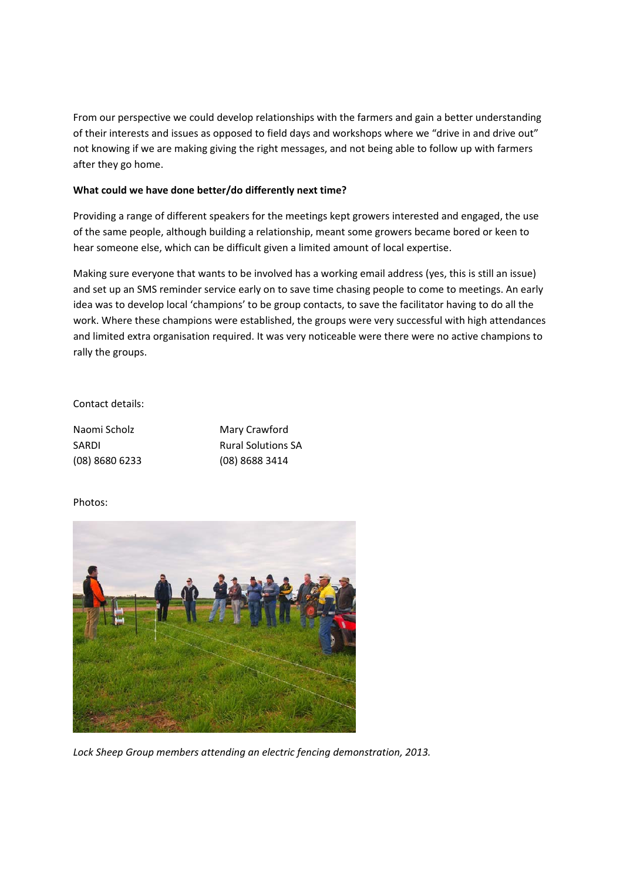From our perspective we could develop relationships with the farmers and gain a better understanding of their interests and issues as opposed to field days and workshops where we "drive in and drive out" not knowing if we are making giving the right messages, and not being able to follow up with farmers after they go home.

**What could we have done better/do differently next time?**

Providing a range of different speakers for the meetings kept growers interested and engaged, the use of the same people, although building a relationship, meant some growers became bored or keen to hear someone else, which can be difficult given a limited amount of local expertise.

Making sure everyone that wants to be involved has a working email address (yes, this is still an issue) and set up an SMS reminder service early on to save time chasing people to come to meetings. An early idea was to develop local 'champions' to be group contacts, to save the facilitator having to do all the work. Where these champions were established, the groups were very successful with high attendances and limited extra organisation required. It was very noticeable were there were no active champions to rally the groups.

Contact details:

Naomi Scholz
SARDI
(08) 8680 6233

Mary Crawford
Rural Solutions SA
(08) 8688 3414

Photos:

*Lock Sheep Group members attending an electric fencing demonstration, 2013.*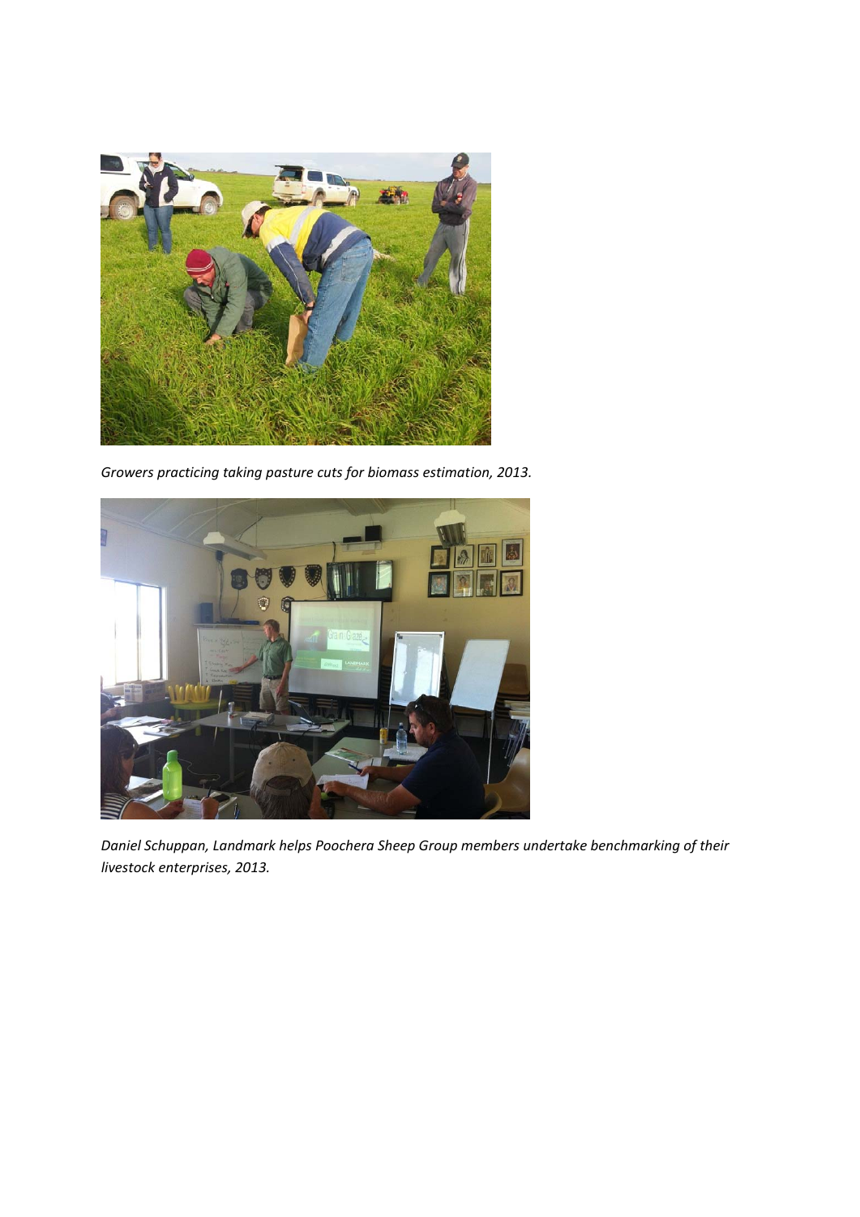*Growers practicing taking pasture cuts for biomass estimation, 2013.*

*Daniel Schuppan, Landmark helps Poochera Sheep Group members undertake benchmarking of their livestock enterprises, 2013.*